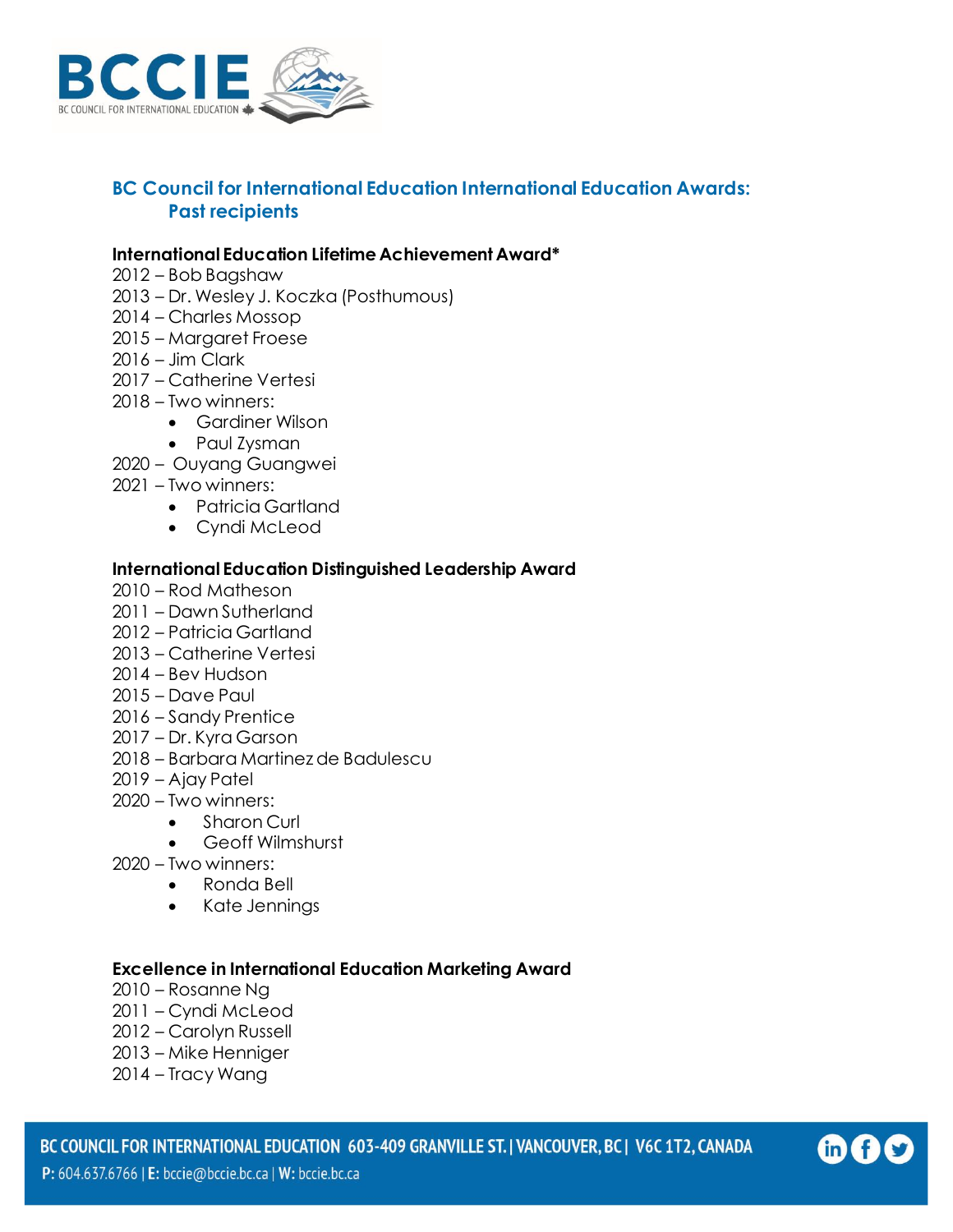## BC Council for International Education International Education Awards: Past recipients

**International Education Lifetime Achievement Award***

2012 – Bob Bagshaw
2013 – Dr. Wesley J. Koczka (Posthumous)
2014 – Charles Mossop
2015 – Margaret Froese
2016 – Jim Clark
2017 – Catherine Vertesi
2018 – Two winners:

- Gardiner Wilson
- Paul Zysman

2020 – Ouyang Guangwei
2021 – Two winners:

- Patricia Gartland
- Cyndi McLeod

**International Education Distinguished Leadership Award**

2010 – Rod Matheson
2011 – Dawn Sutherland
2012 – Patricia Gartland
2013 – Catherine Vertesi
2014 – Bev Hudson
2015 – Dave Paul
2016 – Sandy Prentice
2017 – Dr. Kyra Garson
2018 – Barbara Martinez de Badulescu
2019 – Ajay Patel
2020 – Two winners:

- Sharon Curl
- Geoff Wilmshurst

2020 – Two winners:

- Ronda Bell
- Kate Jennings

**Excellence in International Education Marketing Award**

2010 – Rosanne Ng
2011 – Cyndi McLeod
2012 – Carolyn Russell
2013 – Mike Henniger
2014 – Tracy Wang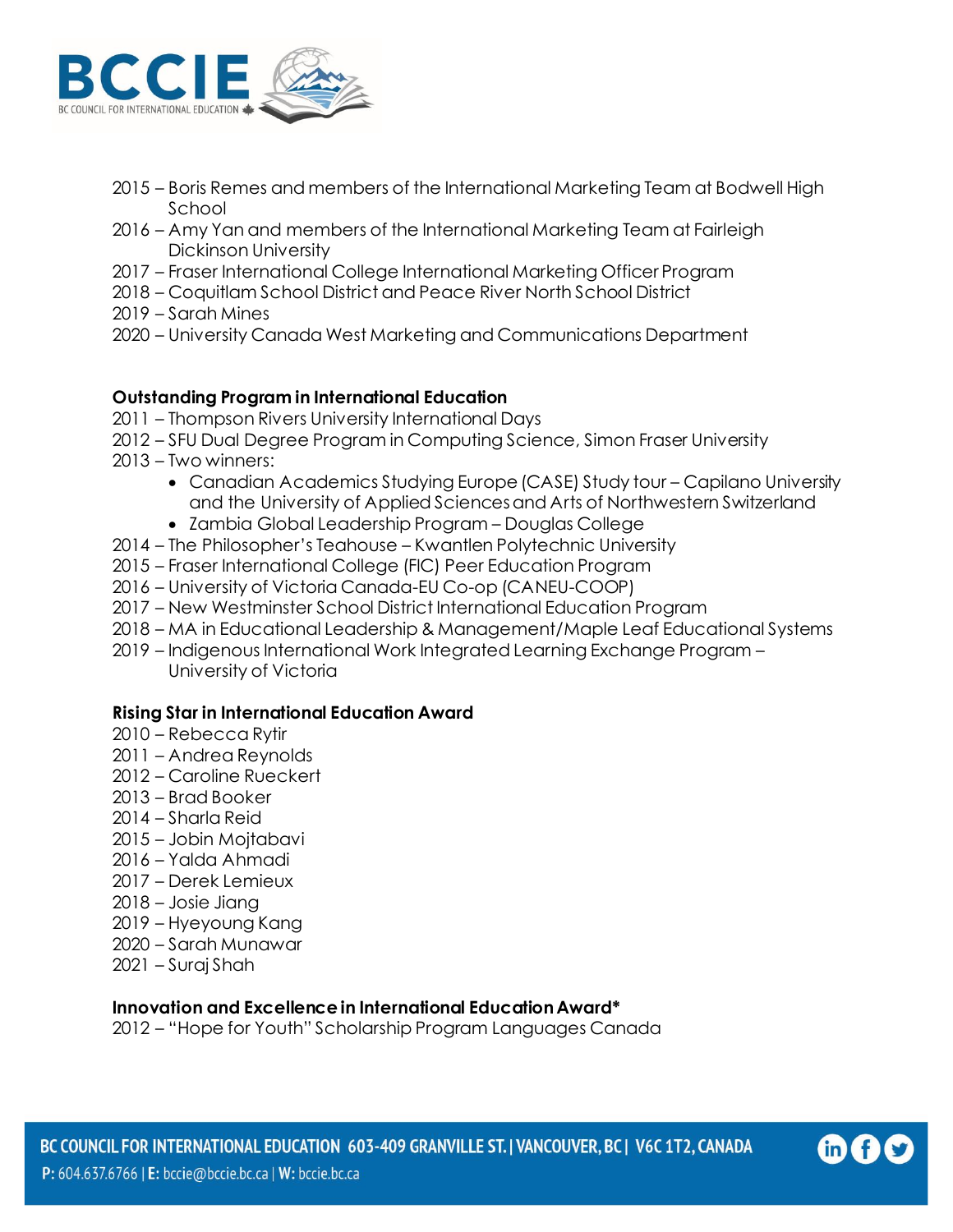2015 – Boris Remes and members of the International Marketing Team at Bodwell High School
2016 – Amy Yan and members of the International Marketing Team at Fairleigh Dickinson University
2017 – Fraser International College International Marketing Officer Program
2018 – Coquitlam School District and Peace River North School District
2019 – Sarah Mines
2020 – University Canada West Marketing and Communications Department

**Outstanding Program in International Education**
2011 – Thompson Rivers University International Days
2012 – SFU Dual Degree Program in Computing Science, Simon Fraser University
2013 – Two winners:

- Canadian Academics Studying Europe (CASE) Study tour – Capilano University and the University of Applied Sciences and Arts of Northwestern Switzerland
- Zambia Global Leadership Program – Douglas College

2014 – The Philosopher's Teahouse – Kwantlen Polytechnic University
2015 – Fraser International College (FIC) Peer Education Program
2016 – University of Victoria Canada-EU Co-op (CANEU-COOP)
2017 – New Westminster School District International Education Program
2018 – MA in Educational Leadership & Management/Maple Leaf Educational Systems
2019 – Indigenous International Work Integrated Learning Exchange Program – University of Victoria

**Rising Star in International Education Award**
2010 – Rebecca Rytir
2011 – Andrea Reynolds
2012 – Caroline Rueckert
2013 – Brad Booker
2014 – Sharla Reid
2015 – Jobin Mojtabavi
2016 – Yalda Ahmadi
2017 – Derek Lemieux
2018 – Josie Jiang
2019 – Hyeyoung Kang
2020 – Sarah Munawar
2021 – Suraj Shah

**Innovation and Excellence in International Education Award***
2012 – "Hope for Youth" Scholarship Program Languages Canada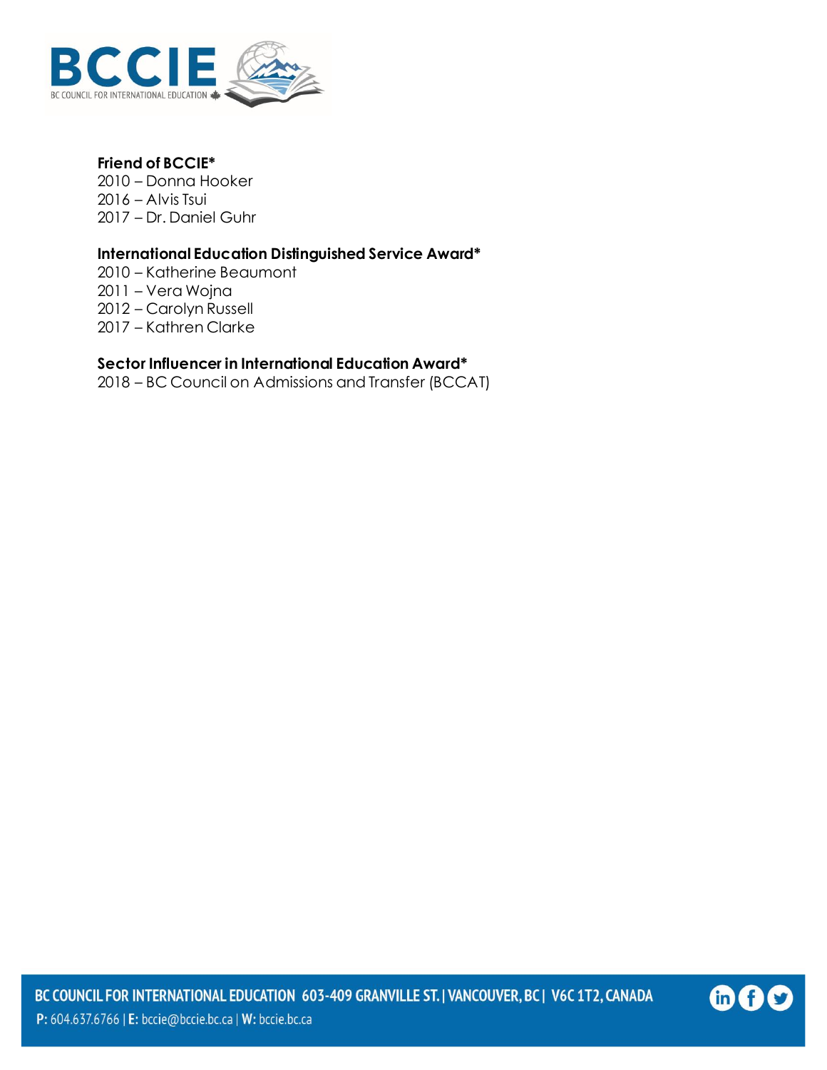**Friend of BCCIE***

2010 – Donna Hooker
2016 – Alvis Tsui
2017 – Dr. Daniel Guhr

**International Education Distinguished Service Award***

2010 – Katherine Beaumont
2011 – Vera Wojna
2012 – Carolyn Russell
2017 – Kathren Clarke

**Sector Influencer in International Education Award***

2018 – BC Council on Admissions and Transfer (BCCAT)